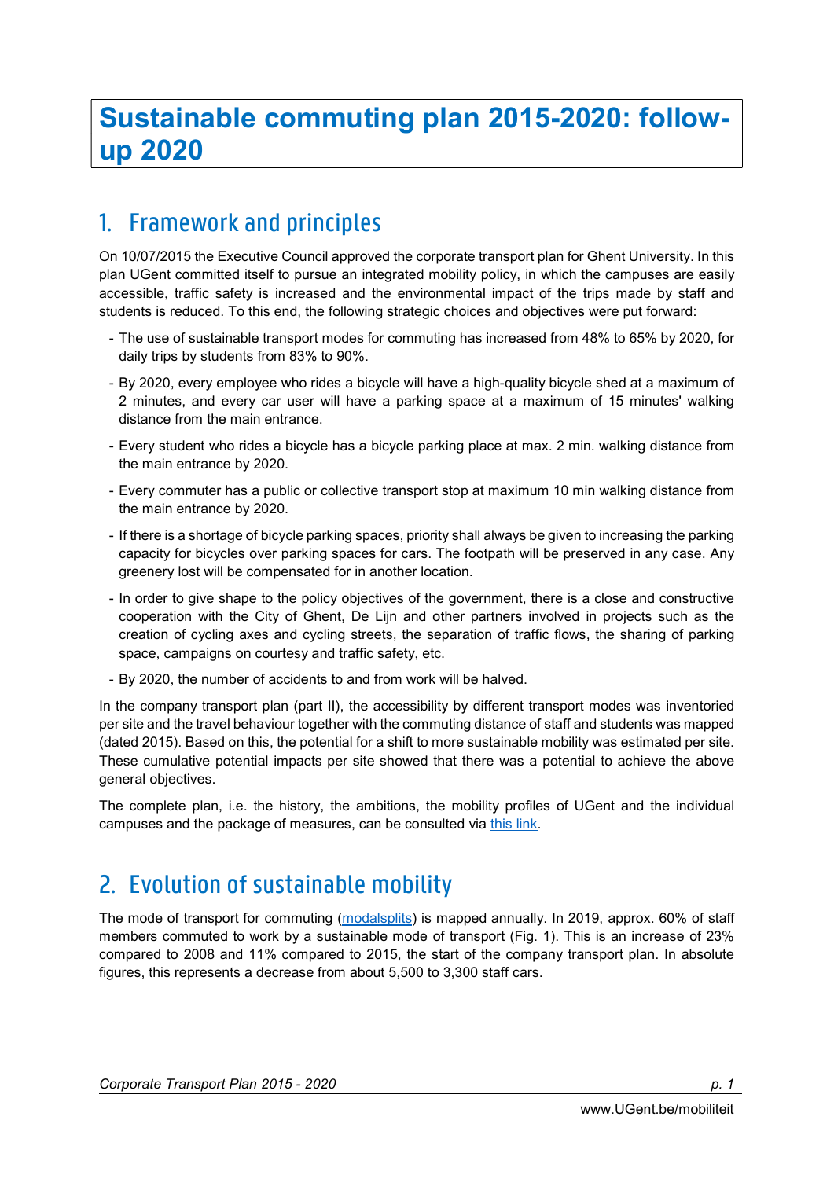# Sustainable commuting plan 2015-2020: follow-up 2020

## 1. Framework and principles

On 10/07/2015 the Executive Council approved the corporate transport plan for Ghent University. In this plan UGent committed itself to pursue an integrated mobility policy, in which the campuses are easily accessible, traffic safety is increased and the environmental impact of the trips made by staff and students is reduced. To this end, the following strategic choices and objectives were put forward:

- The use of sustainable transport modes for commuting has increased from 48% to 65% by 2020, for daily trips by students from 83% to 90%.
- By 2020, every employee who rides a bicycle will have a high-quality bicycle shed at a maximum of 2 minutes, and every car user will have a parking space at a maximum of 15 minutes' walking distance from the main entrance.
- Every student who rides a bicycle has a bicycle parking place at max. 2 min. walking distance from the main entrance by 2020.
- Every commuter has a public or collective transport stop at maximum 10 min walking distance from the main entrance by 2020.
- If there is a shortage of bicycle parking spaces, priority shall always be given to increasing the parking capacity for bicycles over parking spaces for cars. The footpath will be preserved in any case. Any greenery lost will be compensated for in another location.
- In order to give shape to the policy objectives of the government, there is a close and constructive cooperation with the City of Ghent, De Lijn and other partners involved in projects such as the creation of cycling axes and cycling streets, the separation of traffic flows, the sharing of parking space, campaigns on courtesy and traffic safety, etc.
- By 2020, the number of accidents to and from work will be halved.

In the company transport plan (part II), the accessibility by different transport modes was inventoried per site and the travel behaviour together with the commuting distance of staff and students was mapped (dated 2015). Based on this, the potential for a shift to more sustainable mobility was estimated per site. These cumulative potential impacts per site showed that there was a potential to achieve the above general objectives.

The complete plan, i.e. the history, the ambitions, the mobility profiles of UGent and the individual campuses and the package of measures, can be consulted via this link.

## 2. Evolution of sustainable mobility

The mode of transport for commuting (modalsplits) is mapped annually. In 2019, approx. 60% of staff members commuted to work by a sustainable mode of transport (Fig. 1). This is an increase of 23% compared to 2008 and 11% compared to 2015, the start of the company transport plan. In absolute figures, this represents a decrease from about 5,500 to 3,300 staff cars.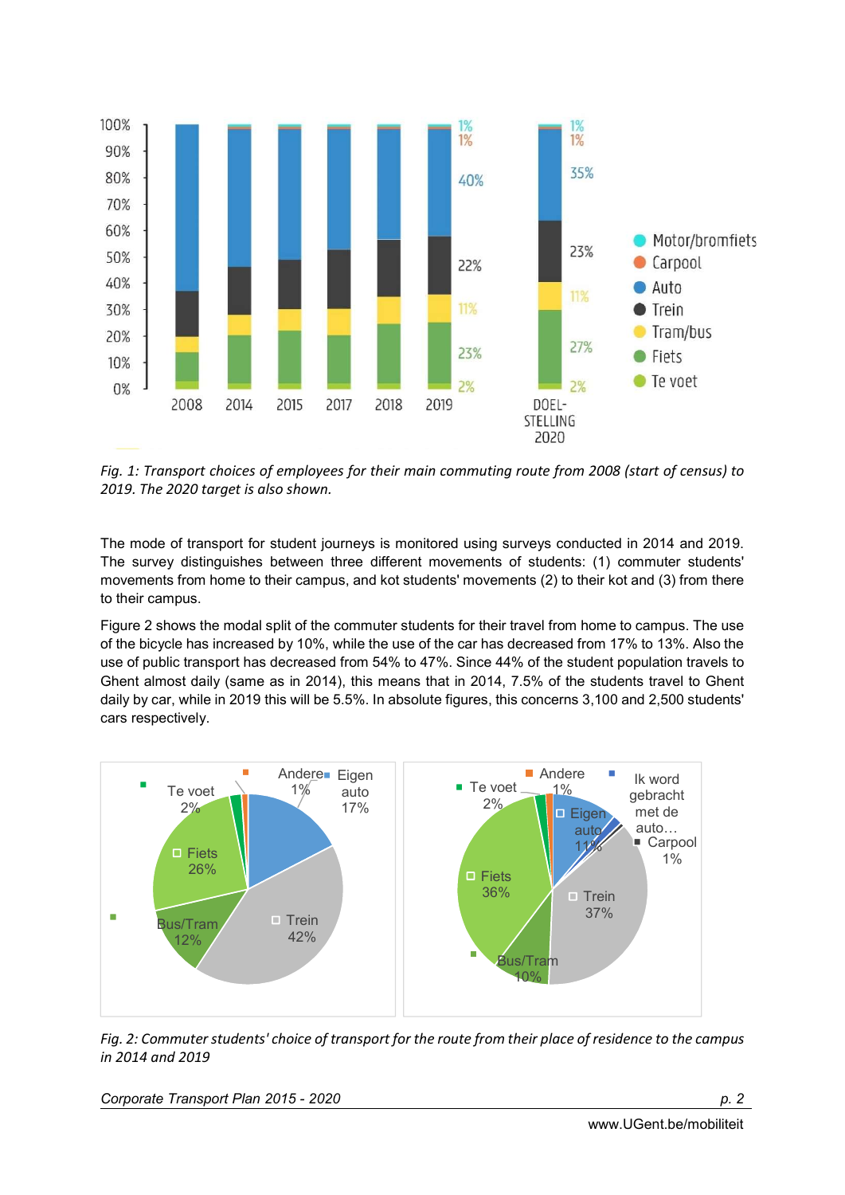*Fig. 1: Transport choices of employees for their main commuting route from 2008 (start of census) to 2019. The 2020 target is also shown.*

The mode of transport for student journeys is monitored using surveys conducted in 2014 and 2019. The survey distinguishes between three different movements of students: (1) commuter students' movements from home to their campus, and kot students' movements (2) to their kot and (3) from there to their campus.

Figure 2 shows the modal split of the commuter students for their travel from home to campus. The use of the bicycle has increased by 10%, while the use of the car has decreased from 17% to 13%. Also the use of public transport has decreased from 54% to 47%. Since 44% of the student population travels to Ghent almost daily (same as in 2014), this means that in 2014, 7.5% of the students travel to Ghent daily by car, while in 2019 this will be 5.5%. In absolute figures, this concerns 3,100 and 2,500 students' cars respectively.

*Fig. 2: Commuter students' choice of transport for the route from their place of residence to the campus in 2014 and 2019*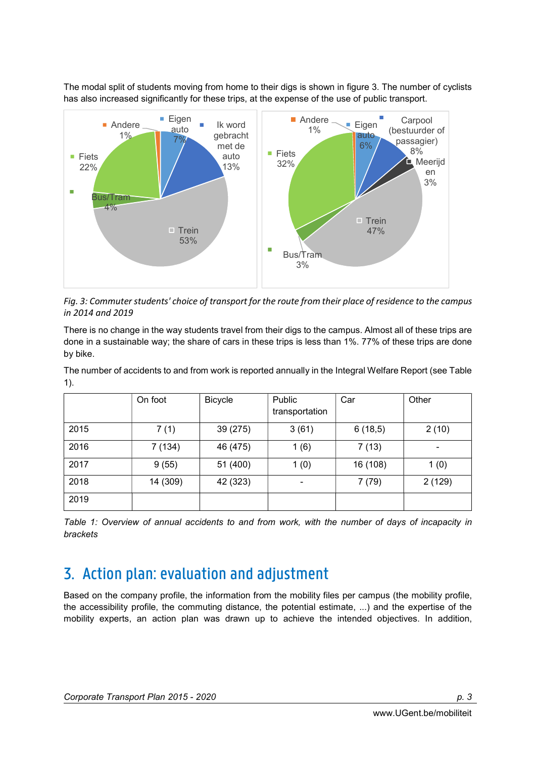The modal split of students moving from home to their digs is shown in figure 3. The number of cyclists has also increased significantly for these trips, at the expense of the use of public transport.

*Fig. 3: Commuter students' choice of transport for the route from their place of residence to the campus in 2014 and 2019*

There is no change in the way students travel from their digs to the campus. Almost all of these trips are done in a sustainable way; the share of cars in these trips is less than 1%. 77% of these trips are done by bike.

The number of accidents to and from work is reported annually in the Integral Welfare Report (see Table 1).

| | On foot | Bicycle | Public transportation | Car | Other |
|---|---|---|---|---|---|
| 2015 | 7 (1) | 39 (275) | 3 (61) | 6 (18,5) | 2 (10) |
| 2016 | 7 (134) | 46 (475) | 1 (6) | 7 (13) | - |
| 2017 | 9 (55) | 51 (400) | 1 (0) | 16 (108) | 1 (0) |
| 2018 | 14 (309) | 42 (323) | - | 7 (79) | 2 (129) |
| 2019 | | | | | |

*Table 1: Overview of annual accidents to and from work, with the number of days of incapacity in brackets*

## 3. Action plan: evaluation and adjustment

Based on the company profile, the information from the mobility files per campus (the mobility profile, the accessibility profile, the commuting distance, the potential estimate, ...) and the expertise of the mobility experts, an action plan was drawn up to achieve the intended objectives. In addition,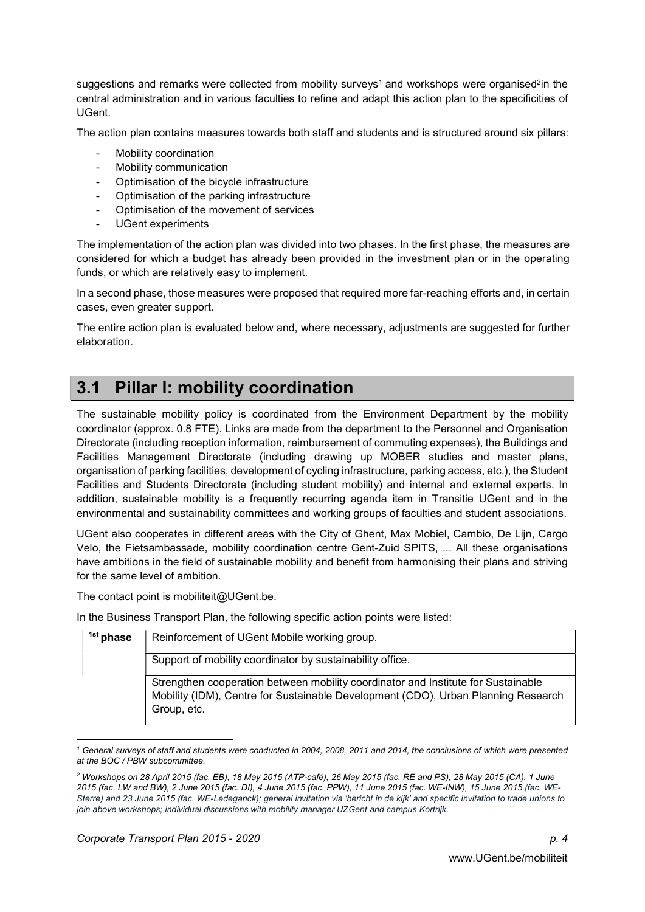suggestions and remarks were collected from mobility surveys[1] and workshops were organised[2]in the central administration and in various faculties to refine and adapt this action plan to the specificities of UGent.

The action plan contains measures towards both staff and students and is structured around six pillars:

- Mobility coordination
- Mobility communication
- Optimisation of the bicycle infrastructure
- Optimisation of the parking infrastructure
- Optimisation of the movement of services
- UGent experiments

The implementation of the action plan was divided into two phases. In the first phase, the measures are considered for which a budget has already been provided in the investment plan or in the operating funds, or which are relatively easy to implement.

In a second phase, those measures were proposed that required more far-reaching efforts and, in certain cases, even greater support.

The entire action plan is evaluated below and, where necessary, adjustments are suggested for further elaboration.

## 3.1 Pillar I: mobility coordination

The sustainable mobility policy is coordinated from the Environment Department by the mobility coordinator (approx. 0.8 FTE). Links are made from the department to the Personnel and Organisation Directorate (including reception information, reimbursement of commuting expenses), the Buildings and Facilities Management Directorate (including drawing up MOBER studies and master plans, organisation of parking facilities, development of cycling infrastructure, parking access, etc.), the Student Facilities and Students Directorate (including student mobility) and internal and external experts. In addition, sustainable mobility is a frequently recurring agenda item in Transitie UGent and in the environmental and sustainability committees and working groups of faculties and student associations.

UGent also cooperates in different areas with the City of Ghent, Max Mobiel, Cambio, De Lijn, Cargo Velo, the Fietsambassade, mobility coordination centre Gent-Zuid SPITS, ... All these organisations have ambitions in the field of sustainable mobility and benefit from harmonising their plans and striving for the same level of ambition.

The contact point is mobiliteit@UGent.be.

In the Business Transport Plan, the following specific action points were listed:

| 1st phase | Reinforcement of UGent Mobile working group. |
|---|---|
| | Support of mobility coordinator by sustainability office. |
| | Strengthen cooperation between mobility coordinator and Institute for Sustainable Mobility (IDM), Centre for Sustainable Development (CDO), Urban Planning Research Group, etc. |

[1] *General surveys of staff and students were conducted in 2004, 2008, 2011 and 2014, the conclusions of which were presented at the BOC / PBW subcommittee.*

[2] *Workshops on 28 April 2015 (fac. EB), 18 May 2015 (ATP-café), 26 May 2015 (fac. RE and PS), 28 May 2015 (CA), 1 June 2015 (fac. LW and BW), 2 June 2015 (fac. DI), 4 June 2015 (fac. PPW), 11 June 2015 (fac. WE-INW), 15 June 2015 (fac. WE-Sterre) and 23 June 2015 (fac. WE-Ledeganck); general invitation via 'bericht in de kijk' and specific invitation to trade unions to join above workshops; individual discussions with mobility manager UZGent and campus Kortrijk.*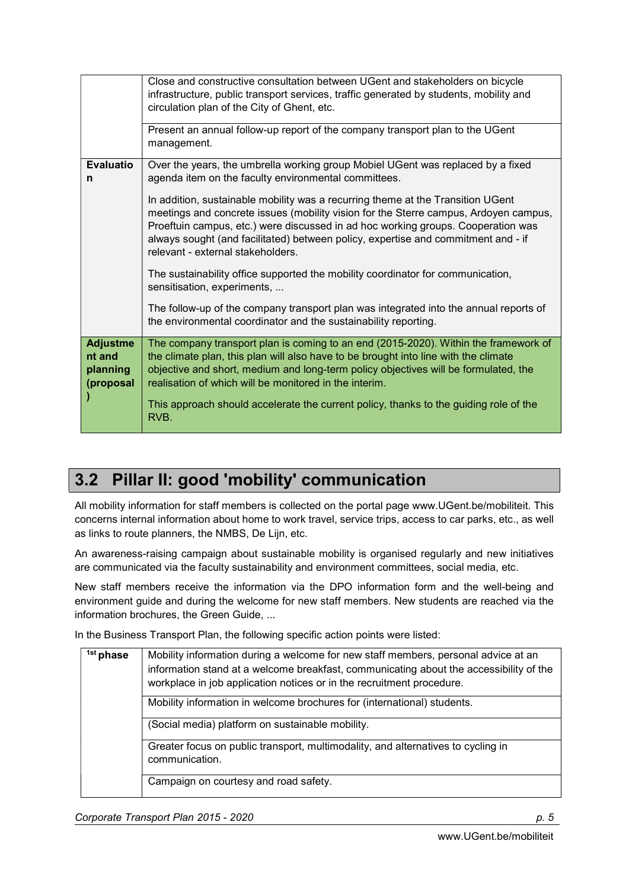| | |
|---|---|
| | Close and constructive consultation between UGent and stakeholders on bicycle infrastructure, public transport services, traffic generated by students, mobility and circulation plan of the City of Ghent, etc. |
| | Present an annual follow-up report of the company transport plan to the UGent management. |
| **Evaluation** | Over the years, the umbrella working group Mobiel UGent was replaced by a fixed agenda item on the faculty environmental committees.<br><br>In addition, sustainable mobility was a recurring theme at the Transition UGent meetings and concrete issues (mobility vision for the Sterre campus, Ardoyen campus, Proeftuin campus, etc.) were discussed in ad hoc working groups. Cooperation was always sought (and facilitated) between policy, expertise and commitment and - if relevant - external stakeholders.<br><br>The sustainability office supported the mobility coordinator for communication, sensitisation, experiments, ...<br><br>The follow-up of the company transport plan was integrated into the annual reports of the environmental coordinator and the sustainability reporting. |
| **Adjustment and planning (proposal)** | The company transport plan is coming to an end (2015-2020). Within the framework of the climate plan, this plan will also have to be brought into line with the climate objective and short, medium and long-term policy objectives will be formulated, the realisation of which will be monitored in the interim.<br><br>This approach should accelerate the current policy, thanks to the guiding role of the RVB. |

## 3.2 Pillar II: good 'mobility' communication

All mobility information for staff members is collected on the portal page www.UGent.be/mobiliteit. This concerns internal information about home to work travel, service trips, access to car parks, etc., as well as links to route planners, the NMBS, De Lijn, etc.

An awareness-raising campaign about sustainable mobility is organised regularly and new initiatives are communicated via the faculty sustainability and environment committees, social media, etc.

New staff members receive the information via the DPO information form and the well-being and environment guide and during the welcome for new staff members. New students are reached via the information brochures, the Green Guide, ...

In the Business Transport Plan, the following specific action points were listed:

| | |
|---|---|
| **1st phase** | Mobility information during a welcome for new staff members, personal advice at an information stand at a welcome breakfast, communicating about the accessibility of the workplace in job application notices or in the recruitment procedure. |
| | Mobility information in welcome brochures for (international) students. |
| | (Social media) platform on sustainable mobility. |
| | Greater focus on public transport, multimodality, and alternatives to cycling in communication. |
| | Campaign on courtesy and road safety. |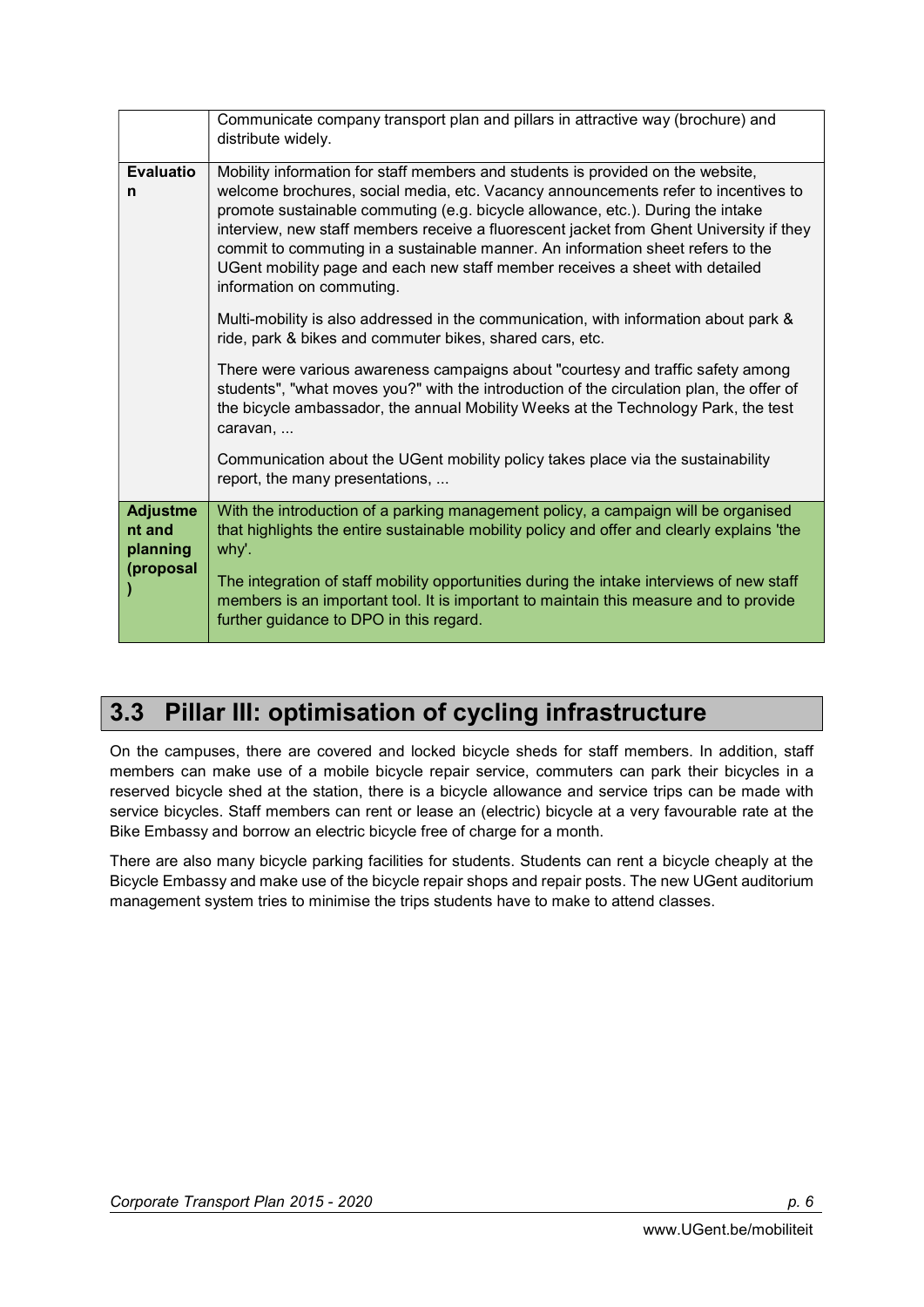| | |
|---|---|
| | Communicate company transport plan and pillars in attractive way (brochure) and distribute widely. |
| **Evaluation** | Mobility information for staff members and students is provided on the website, welcome brochures, social media, etc. Vacancy announcements refer to incentives to promote sustainable commuting (e.g. bicycle allowance, etc.). During the intake interview, new staff members receive a fluorescent jacket from Ghent University if they commit to commuting in a sustainable manner. An information sheet refers to the UGent mobility page and each new staff member receives a sheet with detailed information on commuting.<br><br>Multi-mobility is also addressed in the communication, with information about park & ride, park & bikes and commuter bikes, shared cars, etc.<br><br>There were various awareness campaigns about "courtesy and traffic safety among students", "what moves you?" with the introduction of the circulation plan, the offer of the bicycle ambassador, the annual Mobility Weeks at the Technology Park, the test caravan, ...<br><br>Communication about the UGent mobility policy takes place via the sustainability report, the many presentations, ... |
| **Adjustment and planning (proposal)** | With the introduction of a parking management policy, a campaign will be organised that highlights the entire sustainable mobility policy and offer and clearly explains 'the why'.<br><br>The integration of staff mobility opportunities during the intake interviews of new staff members is an important tool. It is important to maintain this measure and to provide further guidance to DPO in this regard. |

## 3.3 Pillar III: optimisation of cycling infrastructure

On the campuses, there are covered and locked bicycle sheds for staff members. In addition, staff members can make use of a mobile bicycle repair service, commuters can park their bicycles in a reserved bicycle shed at the station, there is a bicycle allowance and service trips can be made with service bicycles. Staff members can rent or lease an (electric) bicycle at a very favourable rate at the Bike Embassy and borrow an electric bicycle free of charge for a month.

There are also many bicycle parking facilities for students. Students can rent a bicycle cheaply at the Bicycle Embassy and make use of the bicycle repair shops and repair posts. The new UGent auditorium management system tries to minimise the trips students have to make to attend classes.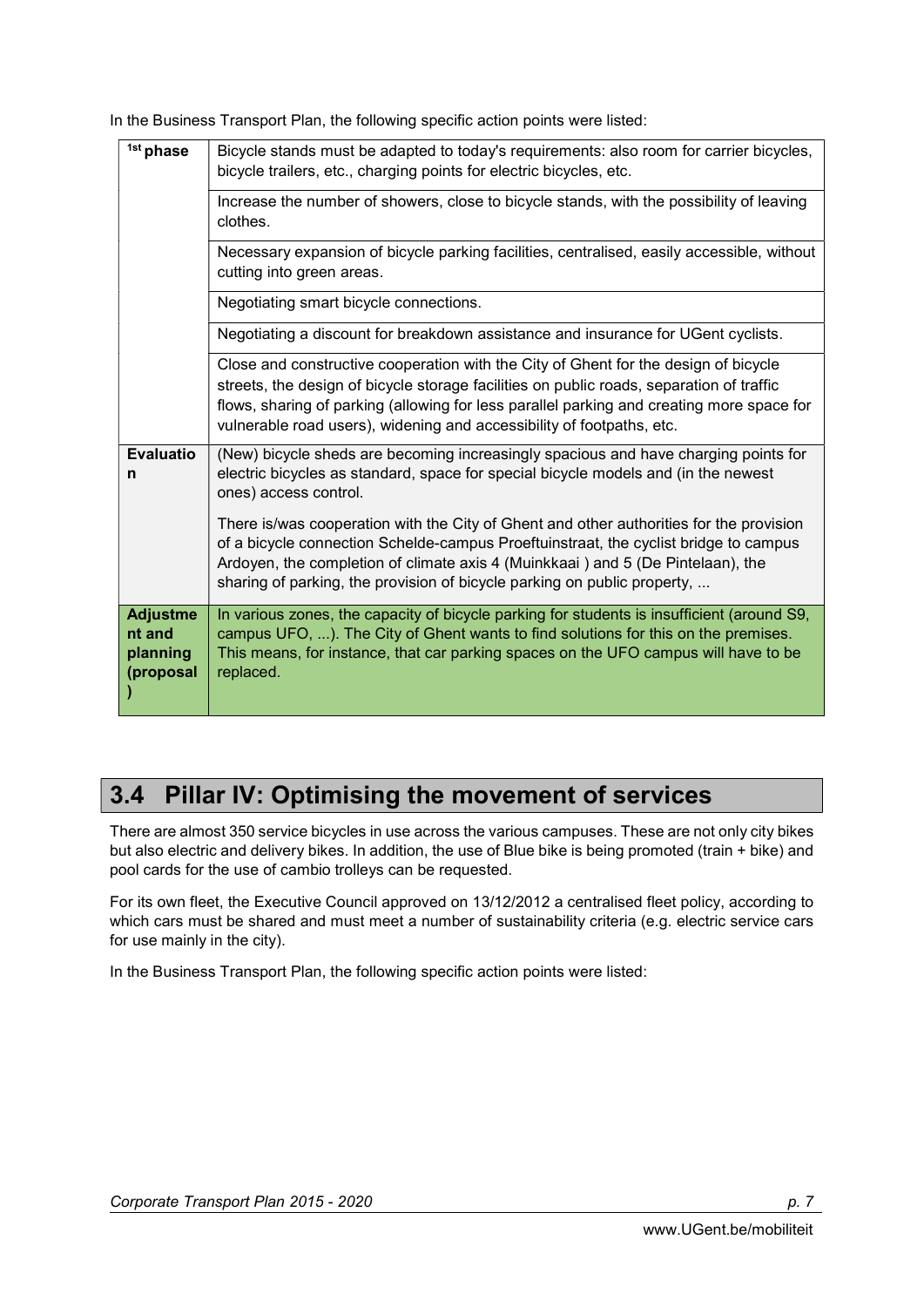In the Business Transport Plan, the following specific action points were listed:

| | |
|---|---|
| **1st phase** | Bicycle stands must be adapted to today's requirements: also room for carrier bicycles, bicycle trailers, etc., charging points for electric bicycles, etc. |
| | Increase the number of showers, close to bicycle stands, with the possibility of leaving clothes. |
| | Necessary expansion of bicycle parking facilities, centralised, easily accessible, without cutting into green areas. |
| | Negotiating smart bicycle connections. |
| | Negotiating a discount for breakdown assistance and insurance for UGent cyclists. |
| | Close and constructive cooperation with the City of Ghent for the design of bicycle streets, the design of bicycle storage facilities on public roads, separation of traffic flows, sharing of parking (allowing for less parallel parking and creating more space for vulnerable road users), widening and accessibility of footpaths, etc. |
| **Evaluation** | (New) bicycle sheds are becoming increasingly spacious and have charging points for electric bicycles as standard, space for special bicycle models and (in the newest ones) access control.<br><br>There is/was cooperation with the City of Ghent and other authorities for the provision of a bicycle connection Schelde-campus Proeftuinstraat, the cyclist bridge to campus Ardoyen, the completion of climate axis 4 (Muinkkaai ) and 5 (De Pintelaan), the sharing of parking, the provision of bicycle parking on public property, ... |
| **Adjustment and planning (proposal)** | In various zones, the capacity of bicycle parking for students is insufficient (around S9, campus UFO, ...). The City of Ghent wants to find solutions for this on the premises. This means, for instance, that car parking spaces on the UFO campus will have to be replaced. |

## 3.4 Pillar IV: Optimising the movement of services

There are almost 350 service bicycles in use across the various campuses. These are not only city bikes but also electric and delivery bikes. In addition, the use of Blue bike is being promoted (train + bike) and pool cards for the use of cambio trolleys can be requested.

For its own fleet, the Executive Council approved on 13/12/2012 a centralised fleet policy, according to which cars must be shared and must meet a number of sustainability criteria (e.g. electric service cars for use mainly in the city).

In the Business Transport Plan, the following specific action points were listed: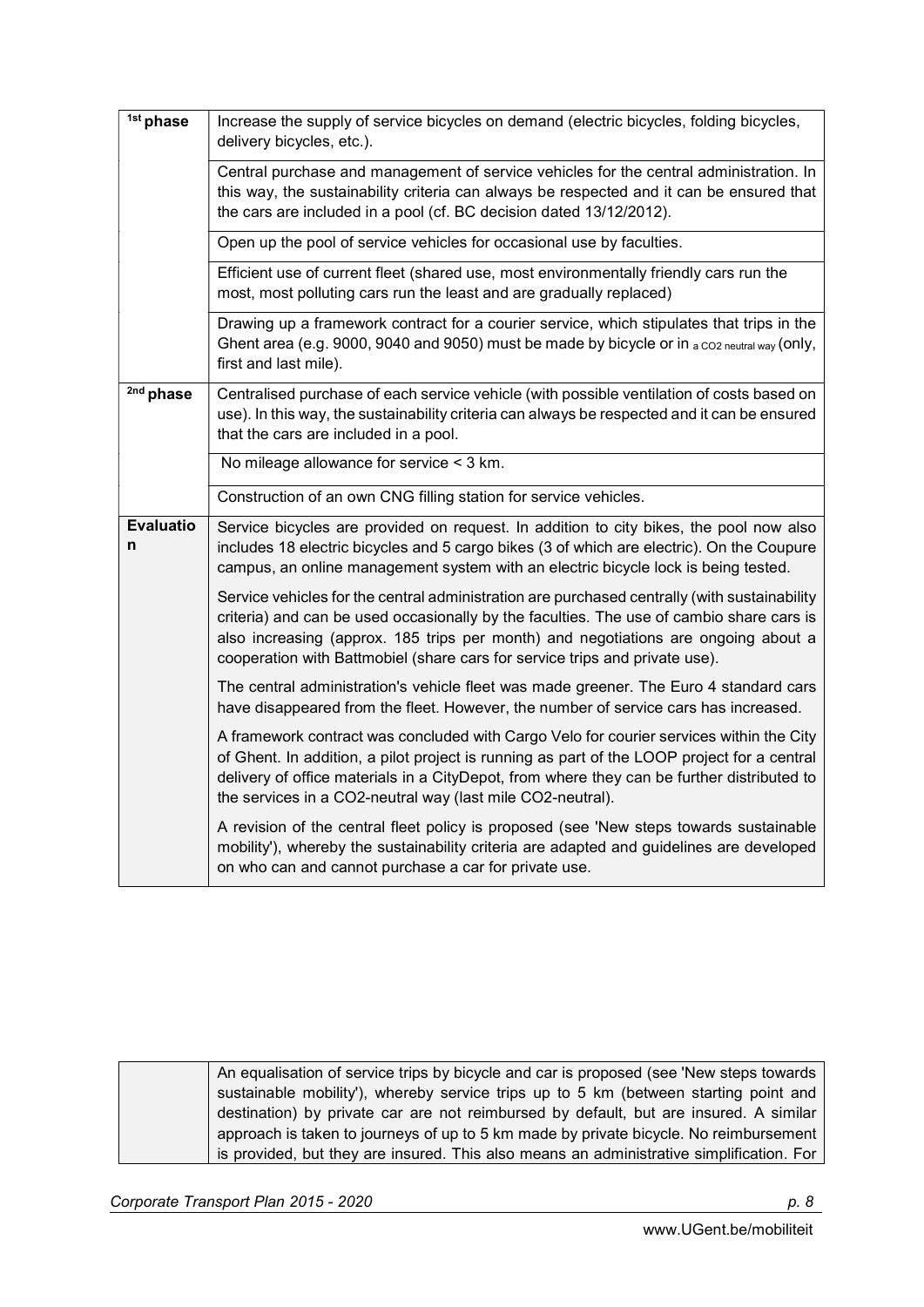| | |
|---|---|
| 1st phase | Increase the supply of service bicycles on demand (electric bicycles, folding bicycles, delivery bicycles, etc.). |
| | Central purchase and management of service vehicles for the central administration. In this way, the sustainability criteria can always be respected and it can be ensured that the cars are included in a pool (cf. BC decision dated 13/12/2012). |
| | Open up the pool of service vehicles for occasional use by faculties. |
| | Efficient use of current fleet (shared use, most environmentally friendly cars run the most, most polluting cars run the least and are gradually replaced) |
| | Drawing up a framework contract for a courier service, which stipulates that trips in the Ghent area (e.g. 9000, 9040 and 9050) must be made by bicycle or in a $CO_2$ neutral way (only, first and last mile). |
| 2nd phase | Centralised purchase of each service vehicle (with possible ventilation of costs based on use). In this way, the sustainability criteria can always be respected and it can be ensured that the cars are included in a pool. |
| | No mileage allowance for service < 3 km. |
| | Construction of an own CNG filling station for service vehicles. |
| **Evaluation** | Service bicycles are provided on request. In addition to city bikes, the pool now also includes 18 electric bicycles and 5 cargo bikes (3 of which are electric). On the Coupure campus, an online management system with an electric bicycle lock is being tested. |
| | Service vehicles for the central administration are purchased centrally (with sustainability criteria) and can be used occasionally by the faculties. The use of cambio share cars is also increasing (approx. 185 trips per month) and negotiations are ongoing about a cooperation with Battmobiel (share cars for service trips and private use). |
| | The central administration's vehicle fleet was made greener. The Euro 4 standard cars have disappeared from the fleet. However, the number of service cars has increased. |
| | A framework contract was concluded with Cargo Velo for courier services within the City of Ghent. In addition, a pilot project is running as part of the LOOP project for a central delivery of office materials in a CityDepot, from where they can be further distributed to the services in a $CO_2$-neutral way (last mile $CO_2$-neutral). |
| | A revision of the central fleet policy is proposed (see 'New steps towards sustainable mobility'), whereby the sustainability criteria are adapted and guidelines are developed on who can and cannot purchase a car for private use. |
| | An equalisation of service trips by bicycle and car is proposed (see 'New steps towards sustainable mobility'), whereby service trips up to 5 km (between starting point and destination) by private car are not reimbursed by default, but are insured. A similar approach is taken to journeys of up to 5 km made by private bicycle. No reimbursement is provided, but they are insured. This also means an administrative simplification. For |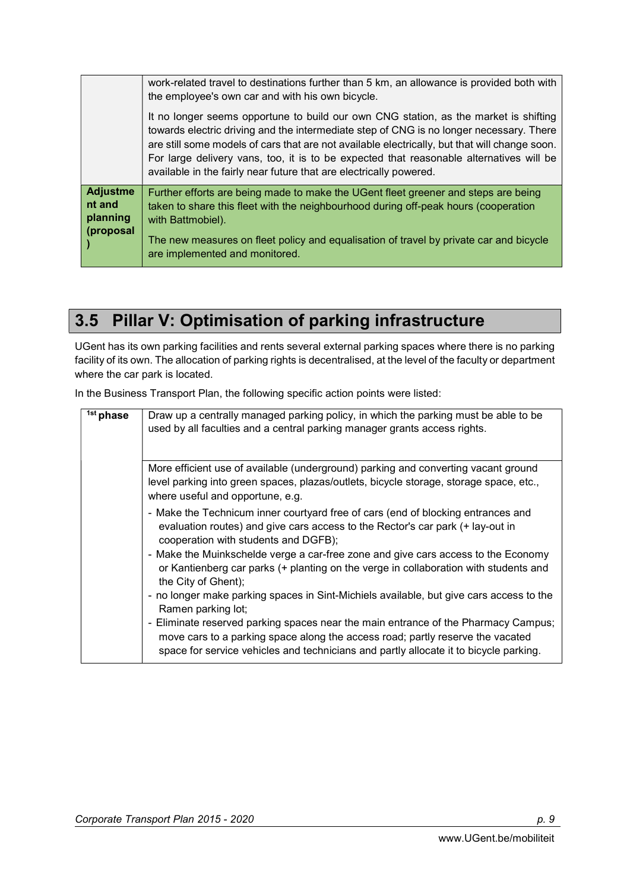| | |
|---|---|
| | work-related travel to destinations further than 5 km, an allowance is provided both with the employee's own car and with his own bicycle.<br><br>It no longer seems opportune to build our own CNG station, as the market is shifting towards electric driving and the intermediate step of CNG is no longer necessary. There are still some models of cars that are not available electrically, but that will change soon. For large delivery vans, too, it is to be expected that reasonable alternatives will be available in the fairly near future that are electrically powered. |
| **Adjustment and planning (proposal)** | Further efforts are being made to make the UGent fleet greener and steps are being taken to share this fleet with the neighbourhood during off-peak hours (cooperation with Battmobiel).<br><br>The new measures on fleet policy and equalisation of travel by private car and bicycle are implemented and monitored. |

## 3.5 Pillar V: Optimisation of parking infrastructure

UGent has its own parking facilities and rents several external parking spaces where there is no parking facility of its own. The allocation of parking rights is decentralised, at the level of the faculty or department where the car park is located.

In the Business Transport Plan, the following specific action points were listed:

| | |
|---|---|
| **1st phase** | Draw up a centrally managed parking policy, in which the parking must be able to be used by all faculties and a central parking manager grants access rights. |
| | More efficient use of available (underground) parking and converting vacant ground level parking into green spaces, plazas/outlets, bicycle storage, storage space, etc., where useful and opportune, e.g.<br>- Make the Technicum inner courtyard free of cars (end of blocking entrances and evaluation routes) and give cars access to the Rector's car park (+ lay-out in cooperation with students and DGFB);<br>- Make the Muinkschelde verge a car-free zone and give cars access to the Economy or Kantienberg car parks (+ planting on the verge in collaboration with students and the City of Ghent);<br>- no longer make parking spaces in Sint-Michiels available, but give cars access to the Ramen parking lot;<br>- Eliminate reserved parking spaces near the main entrance of the Pharmacy Campus; move cars to a parking space along the access road; partly reserve the vacated space for service vehicles and technicians and partly allocate it to bicycle parking. |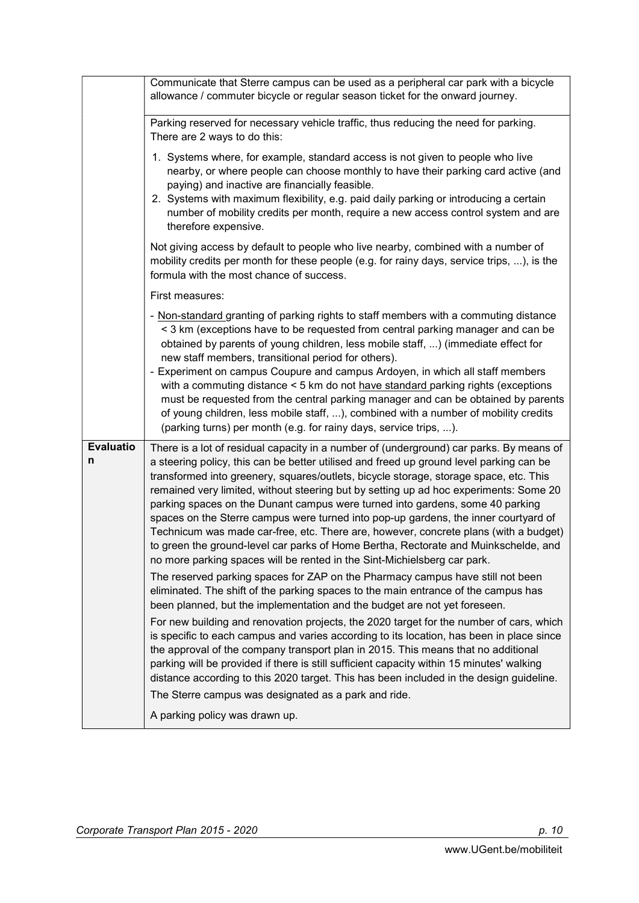| | |
|---|---|
| | Communicate that Sterre campus can be used as a peripheral car park with a bicycle allowance / commuter bicycle or regular season ticket for the onward journey.<br><br>Parking reserved for necessary vehicle traffic, thus reducing the need for parking. There are 2 ways to do this:<br><br>1. Systems where, for example, standard access is not given to people who live nearby, or where people can choose monthly to have their parking card active (and paying) and inactive are financially feasible.<br>2. Systems with maximum flexibility, e.g. paid daily parking or introducing a certain number of mobility credits per month, require a new access control system and are therefore expensive.<br><br>Not giving access by default to people who live nearby, combined with a number of mobility credits per month for these people (e.g. for rainy days, service trips, ...), is the formula with the most chance of success.<br><br>First measures:<br><br>- Non-standard granting of parking rights to staff members with a commuting distance < 3 km (exceptions have to be requested from central parking manager and can be obtained by parents of young children, less mobile staff, ...) (immediate effect for new staff members, transitional period for others).<br>- Experiment on campus Coupure and campus Ardoyen, in which all staff members with a commuting distance < 5 km do not have standard parking rights (exceptions must be requested from the central parking manager and can be obtained by parents of young children, less mobile staff, ...), combined with a number of mobility credits (parking turns) per month (e.g. for rainy days, service trips, ...). |
| **Evaluation** | There is a lot of residual capacity in a number of (underground) car parks. By means of a steering policy, this can be better utilised and freed up ground level parking can be transformed into greenery, squares/outlets, bicycle storage, storage space, etc. This remained very limited, without steering but by setting up ad hoc experiments: Some 20 parking spaces on the Dunant campus were turned into gardens, some 40 parking spaces on the Sterre campus were turned into pop-up gardens, the inner courtyard of Technicum was made car-free, etc. There are, however, concrete plans (with a budget) to green the ground-level car parks of Home Bertha, Rectorate and Muinkschelde, and no more parking spaces will be rented in the Sint-Michielsberg car park.<br><br>The reserved parking spaces for ZAP on the Pharmacy campus have still not been eliminated. The shift of the parking spaces to the main entrance of the campus has been planned, but the implementation and the budget are not yet foreseen.<br><br>For new building and renovation projects, the 2020 target for the number of cars, which is specific to each campus and varies according to its location, has been in place since the approval of the company transport plan in 2015. This means that no additional parking will be provided if there is still sufficient capacity within 15 minutes' walking distance according to this 2020 target. This has been included in the design guideline.<br><br>The Sterre campus was designated as a park and ride.<br><br>A parking policy was drawn up. |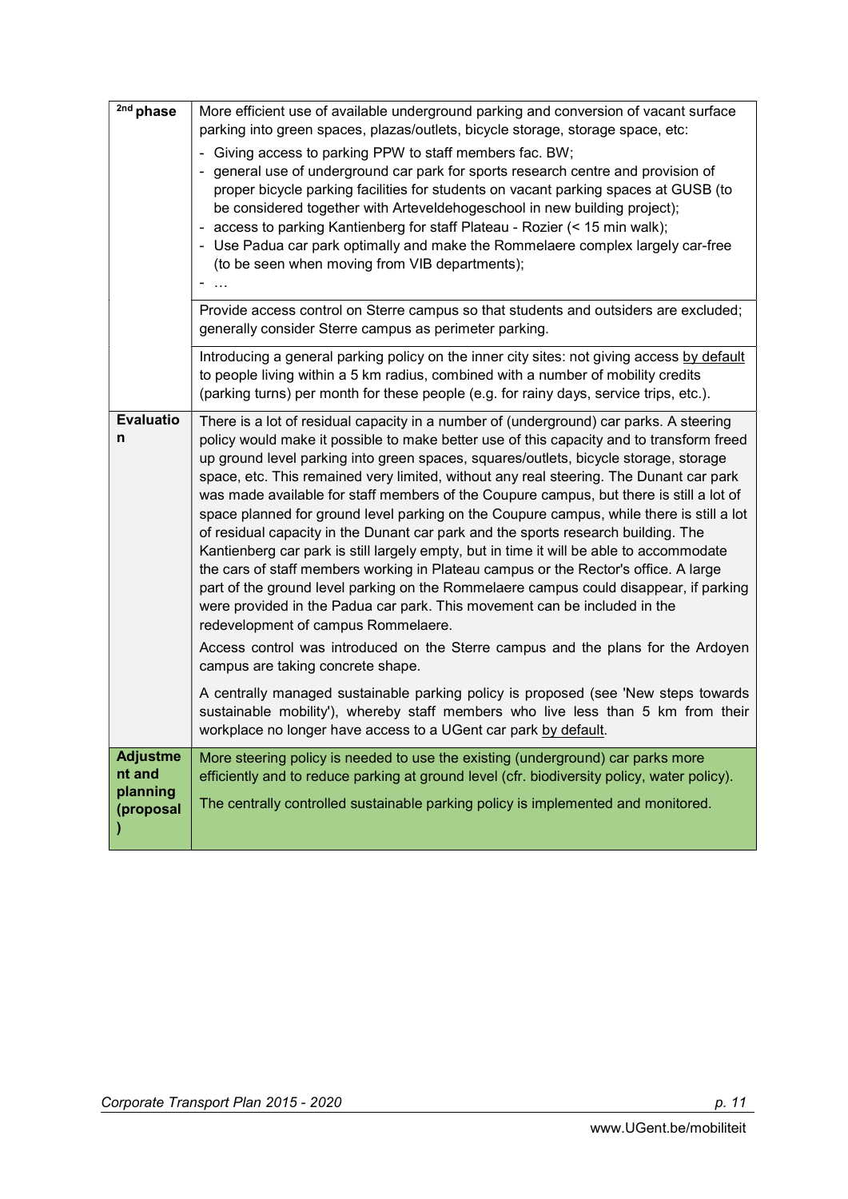| | |
|---|---|
| **2nd phase** | More efficient use of available underground parking and conversion of vacant surface parking into green spaces, plazas/outlets, bicycle storage, storage space, etc:<br>- Giving access to parking PPW to staff members fac. BW;<br>- general use of underground car park for sports research centre and provision of proper bicycle parking facilities for students on vacant parking spaces at GUSB (to be considered together with Arteveldehogeschool in new building project);<br>- access to parking Kantienberg for staff Plateau - Rozier (< 15 min walk);<br>- Use Padua car park optimally and make the Rommelaere complex largely car-free (to be seen when moving from VIB departments);<br>- … |
| | Provide access control on Sterre campus so that students and outsiders are excluded; generally consider Sterre campus as perimeter parking. |
| | Introducing a general parking policy on the inner city sites: not giving access <u>by default</u> to people living within a 5 km radius, combined with a number of mobility credits (parking turns) per month for these people (e.g. for rainy days, service trips, etc.). |
| **Evaluation** | There is a lot of residual capacity in a number of (underground) car parks. A steering policy would make it possible to make better use of this capacity and to transform freed up ground level parking into green spaces, squares/outlets, bicycle storage, storage space, etc. This remained very limited, without any real steering. The Dunant car park was made available for staff members of the Coupure campus, but there is still a lot of space planned for ground level parking on the Coupure campus, while there is still a lot of residual capacity in the Dunant car park and the sports research building. The Kantienberg car park is still largely empty, but in time it will be able to accommodate the cars of staff members working in Plateau campus or the Rector's office. A large part of the ground level parking on the Rommelaere campus could disappear, if parking were provided in the Padua car park. This movement can be included in the redevelopment of campus Rommelaere.<br>Access control was introduced on the Sterre campus and the plans for the Ardoyen campus are taking concrete shape.<br>A centrally managed sustainable parking policy is proposed (see 'New steps towards sustainable mobility'), whereby staff members who live less than 5 km from their workplace no longer have access to a UGent car park <u>by default</u>. |
| **Adjustment and planning (proposal)** | More steering policy is needed to use the existing (underground) car parks more efficiently and to reduce parking at ground level (cfr. biodiversity policy, water policy).<br>The centrally controlled sustainable parking policy is implemented and monitored. |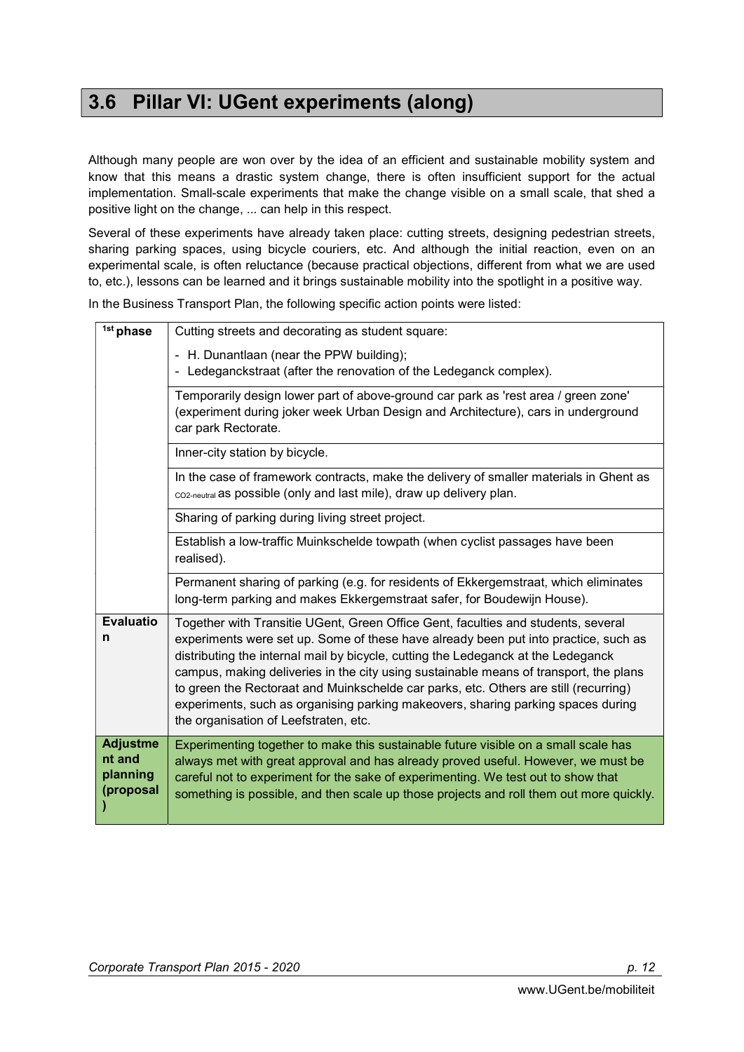## 3.6 Pillar VI: UGent experiments (along)

Although many people are won over by the idea of an efficient and sustainable mobility system and know that this means a drastic system change, there is often insufficient support for the actual implementation. Small-scale experiments that make the change visible on a small scale, that shed a positive light on the change, ... can help in this respect.

Several of these experiments have already taken place: cutting streets, designing pedestrian streets, sharing parking spaces, using bicycle couriers, etc. And although the initial reaction, even on an experimental scale, is often reluctance (because practical objections, different from what we are used to, etc.), lessons can be learned and it brings sustainable mobility into the spotlight in a positive way.

In the Business Transport Plan, the following specific action points were listed:

| | |
|---|---|
| **1st phase** | Cutting streets and decorating as student square:<br>- H. Dunantlaan (near the PPW building);<br>- Ledeganckstraat (after the renovation of the Ledeganck complex). |
| | Temporarily design lower part of above-ground car park as 'rest area / green zone' (experiment during joker week Urban Design and Architecture), cars in underground car park Rectorate. |
| | Inner-city station by bicycle. |
| | In the case of framework contracts, make the delivery of smaller materials in Ghent as $CO_2$-neutral as possible (only and last mile), draw up delivery plan. |
| | Sharing of parking during living street project. |
| | Establish a low-traffic Muinkschelde towpath (when cyclist passages have been realised). |
| | Permanent sharing of parking (e.g. for residents of Ekkergemstraat, which eliminates long-term parking and makes Ekkergemstraat safer, for Boudewijn House). |
| **Evaluation** | Together with Transitie UGent, Green Office Gent, faculties and students, several experiments were set up. Some of these have already been put into practice, such as distributing the internal mail by bicycle, cutting the Ledeganck at the Ledeganck campus, making deliveries in the city using sustainable means of transport, the plans to green the Rectoraat and Muinkschelde car parks, etc. Others are still (recurring) experiments, such as organising parking makeovers, sharing parking spaces during the organisation of Leefstraten, etc. |
| **Adjustment and planning (proposal)** | Experimenting together to make this sustainable future visible on a small scale has always met with great approval and has already proved useful. However, we must be careful not to experiment for the sake of experimenting. We test out to show that something is possible, and then scale up those projects and roll them out more quickly. |